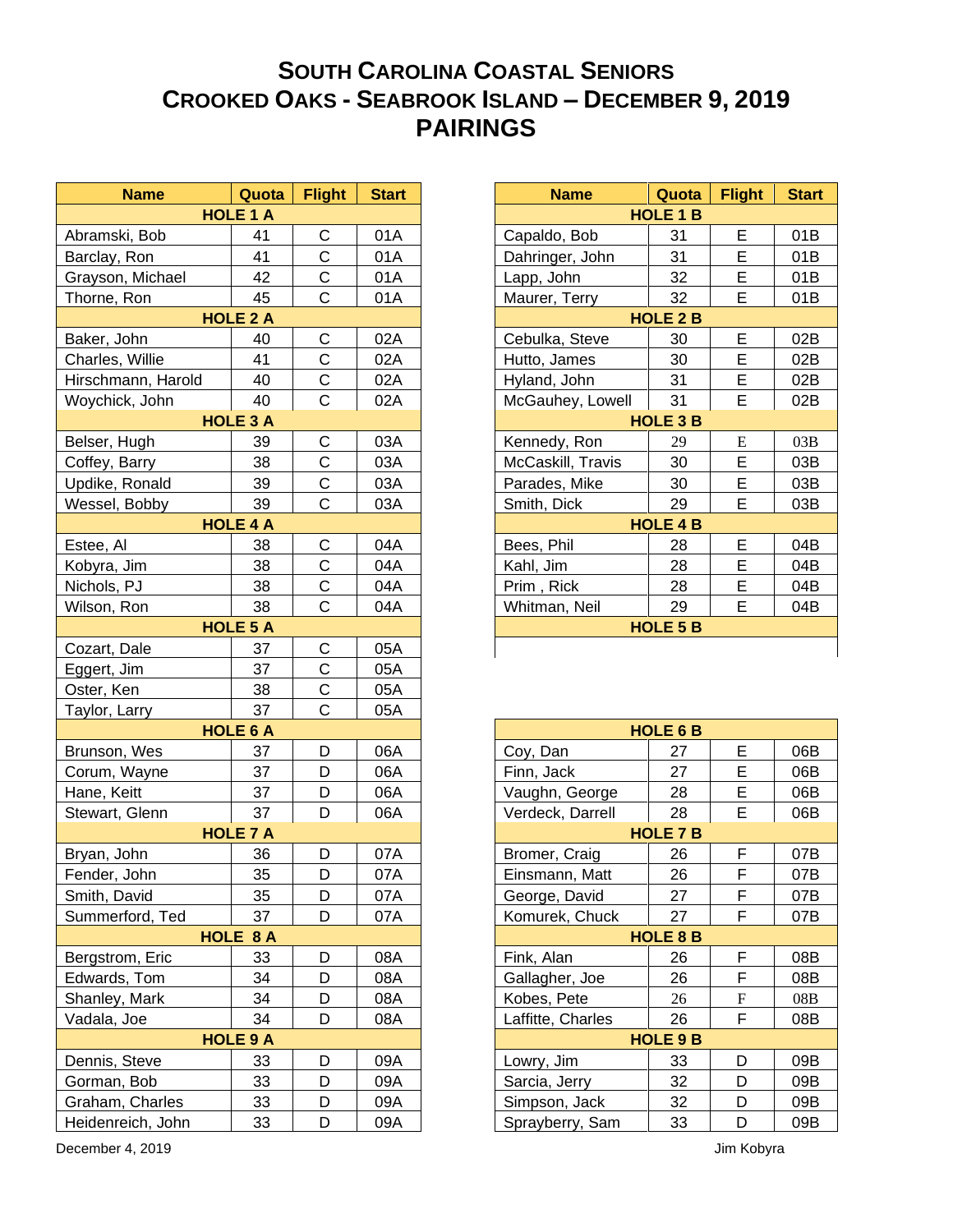# SOUTH CAROLINA COASTAL SENIORS
# CROOKED OAKS - SEABROOK ISLAND – DECEMBER 9, 2019
# PAIRINGS

| Name | Quota | Flight | Start |
|---|---|---|---|
| **HOLE 1 A** | | | |
| Abramski, Bob | 41 | C | 01A |
| Barclay, Ron | 41 | C | 01A |
| Grayson, Michael | 42 | C | 01A |
| Thorne, Ron | 45 | C | 01A |
| **HOLE 2 A** | | | |
| Baker, John | 40 | C | 02A |
| Charles, Willie | 41 | C | 02A |
| Hirschmann, Harold | 40 | C | 02A |
| Woychick, John | 40 | C | 02A |
| **HOLE 3 A** | | | |
| Belser, Hugh | 39 | C | 03A |
| Coffey, Barry | 38 | C | 03A |
| Updike, Ronald | 39 | C | 03A |
| Wessel, Bobby | 39 | C | 03A |
| **HOLE 4 A** | | | |
| Estee, Al | 38 | C | 04A |
| Kobyra, Jim | 38 | C | 04A |
| Nichols, PJ | 38 | C | 04A |
| Wilson, Ron | 38 | C | 04A |
| **HOLE 5 A** | | | |
| Cozart, Dale | 37 | C | 05A |
| Eggert, Jim | 37 | C | 05A |
| Oster, Ken | 38 | C | 05A |
| Taylor, Larry | 37 | C | 05A |
| **HOLE 6 A** | | | |
| Brunson, Wes | 37 | D | 06A |
| Corum, Wayne | 37 | D | 06A |
| Hane, Keitt | 37 | D | 06A |
| Stewart, Glenn | 37 | D | 06A |
| **HOLE 7 A** | | | |
| Bryan, John | 36 | D | 07A |
| Fender, John | 35 | D | 07A |
| Smith, David | 35 | D | 07A |
| Summerford, Ted | 37 | D | 07A |
| **HOLE 8 A** | | | |
| Bergstrom, Eric | 33 | D | 08A |
| Edwards, Tom | 34 | D | 08A |
| Shanley, Mark | 34 | D | 08A |
| Vadala, Joe | 34 | D | 08A |
| **HOLE 9 A** | | | |
| Dennis, Steve | 33 | D | 09A |
| Gorman, Bob | 33 | D | 09A |
| Graham, Charles | 33 | D | 09A |
| Heidenreich, John | 33 | D | 09A |

| Name | Quota | Flight | Start |
|---|---|---|---|
| **HOLE 1 B** | | | |
| Capaldo, Bob | 31 | E | 01B |
| Dahringer, John | 31 | E | 01B |
| Lapp, John | 32 | E | 01B |
| Maurer, Terry | 32 | E | 01B |
| **HOLE 2 B** | | | |
| Cebulka, Steve | 30 | E | 02B |
| Hutto, James | 30 | E | 02B |
| Hyland, John | 31 | E | 02B |
| McGauhey, Lowell | 31 | E | 02B |
| **HOLE 3 B** | | | |
| Kennedy, Ron | 29 | E | 03B |
| McCaskill, Travis | 30 | E | 03B |
| Parades, Mike | 30 | E | 03B |
| Smith, Dick | 29 | E | 03B |
| **HOLE 4 B** | | | |
| Bees, Phil | 28 | E | 04B |
| Kahl, Jim | 28 | E | 04B |
| Prim , Rick | 28 | E | 04B |
| Whitman, Neil | 29 | E | 04B |
| **HOLE 5 B** | | | |
| **HOLE 6 B** | | | |
| Coy, Dan | 27 | E | 06B |
| Finn, Jack | 27 | E | 06B |
| Vaughn, George | 28 | E | 06B |
| Verdeck, Darrell | 28 | E | 06B |
| **HOLE 7 B** | | | |
| Bromer, Craig | 26 | F | 07B |
| Einsmann, Matt | 26 | F | 07B |
| George, David | 27 | F | 07B |
| Komurek, Chuck | 27 | F | 07B |
| **HOLE 8 B** | | | |
| Fink, Alan | 26 | F | 08B |
| Gallagher, Joe | 26 | F | 08B |
| Kobes, Pete | 26 | F | 08B |
| Laffitte, Charles | 26 | F | 08B |
| **HOLE 9 B** | | | |
| Lowry, Jim | 33 | D | 09B |
| Sarcia, Jerry | 32 | D | 09B |
| Simpson, Jack | 32 | D | 09B |
| Sprayberry, Sam | 33 | D | 09B |

December 4, 2019

Jim Kobyra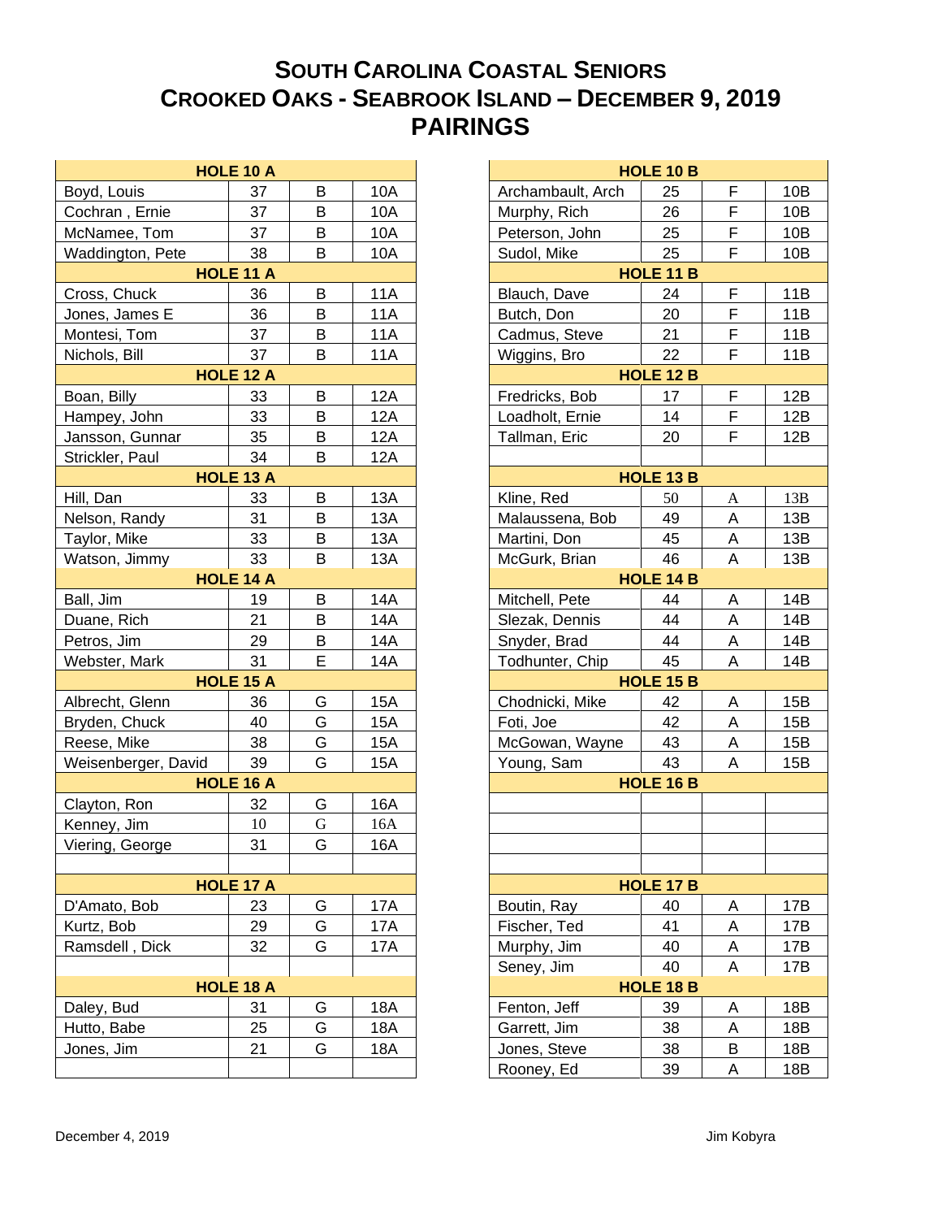# South Carolina Coastal Seniors
# Crooked Oaks - Seabrook Island – December 9, 2019
# PAIRINGS

| HOLE 10 A | | | |
|---|---|---|---|
| Boyd, Louis | 37 | B | 10A |
| Cochran , Ernie | 37 | B | 10A |
| McNamee, Tom | 37 | B | 10A |
| Waddington, Pete | 38 | B | 10A |
| **HOLE 11 A** | | | |
| Cross, Chuck | 36 | B | 11A |
| Jones, James E | 36 | B | 11A |
| Montesi, Tom | 37 | B | 11A |
| Nichols, Bill | 37 | B | 11A |
| **HOLE 12 A** | | | |
| Boan, Billy | 33 | B | 12A |
| Hampey, John | 33 | B | 12A |
| Jansson, Gunnar | 35 | B | 12A |
| Strickler, Paul | 34 | B | 12A |
| **HOLE 13 A** | | | |
| Hill, Dan | 33 | B | 13A |
| Nelson, Randy | 31 | B | 13A |
| Taylor, Mike | 33 | B | 13A |
| Watson, Jimmy | 33 | B | 13A |
| **HOLE 14 A** | | | |
| Ball, Jim | 19 | B | 14A |
| Duane, Rich | 21 | B | 14A |
| Petros, Jim | 29 | B | 14A |
| Webster, Mark | 31 | E | 14A |
| **HOLE 15 A** | | | |
| Albrecht, Glenn | 36 | G | 15A |
| Bryden, Chuck | 40 | G | 15A |
| Reese, Mike | 38 | G | 15A |
| Weisenberger, David | 39 | G | 15A |
| **HOLE 16 A** | | | |
| Clayton, Ron | 32 | G | 16A |
| Kenney, Jim | 10 | G | 16A |
| Viering, George | 31 | G | 16A |
| | | | |
| **HOLE 17 A** | | | |
| D'Amato, Bob | 23 | G | 17A |
| Kurtz, Bob | 29 | G | 17A |
| Ramsdell , Dick | 32 | G | 17A |
| | | | |
| **HOLE 18 A** | | | |
| Daley, Bud | 31 | G | 18A |
| Hutto, Babe | 25 | G | 18A |
| Jones, Jim | 21 | G | 18A |
| | | | |

| HOLE 10 B | | | |
|---|---|---|---|
| Archambault, Arch | 25 | F | 10B |
| Murphy, Rich | 26 | F | 10B |
| Peterson, John | 25 | F | 10B |
| Sudol, Mike | 25 | F | 10B |
| **HOLE 11 B** | | | |
| Blauch, Dave | 24 | F | 11B |
| Butch, Don | 20 | F | 11B |
| Cadmus, Steve | 21 | F | 11B |
| Wiggins, Bro | 22 | F | 11B |
| **HOLE 12 B** | | | |
| Fredricks, Bob | 17 | F | 12B |
| Loadholt, Ernie | 14 | F | 12B |
| Tallman, Eric | 20 | F | 12B |
| | | | |
| **HOLE 13 B** | | | |
| Kline, Red | 50 | A | 13B |
| Malaussena, Bob | 49 | A | 13B |
| Martini, Don | 45 | A | 13B |
| McGurk, Brian | 46 | A | 13B |
| **HOLE 14 B** | | | |
| Mitchell, Pete | 44 | A | 14B |
| Slezak, Dennis | 44 | A | 14B |
| Snyder, Brad | 44 | A | 14B |
| Todhunter, Chip | 45 | A | 14B |
| **HOLE 15 B** | | | |
| Chodnicki, Mike | 42 | A | 15B |
| Foti, Joe | 42 | A | 15B |
| McGowan, Wayne | 43 | A | 15B |
| Young, Sam | 43 | A | 15B |
| **HOLE 16 B** | | | |
| | | | |
| | | | |
| | | | |
| | | | |
| **HOLE 17 B** | | | |
| Boutin, Ray | 40 | A | 17B |
| Fischer, Ted | 41 | A | 17B |
| Murphy, Jim | 40 | A | 17B |
| Seney, Jim | 40 | A | 17B |
| **HOLE 18 B** | | | |
| Fenton, Jeff | 39 | A | 18B |
| Garrett, Jim | 38 | A | 18B |
| Jones, Steve | 38 | B | 18B |
| Rooney, Ed | 39 | A | 18B |

December 4, 2019

Jim Kobyra